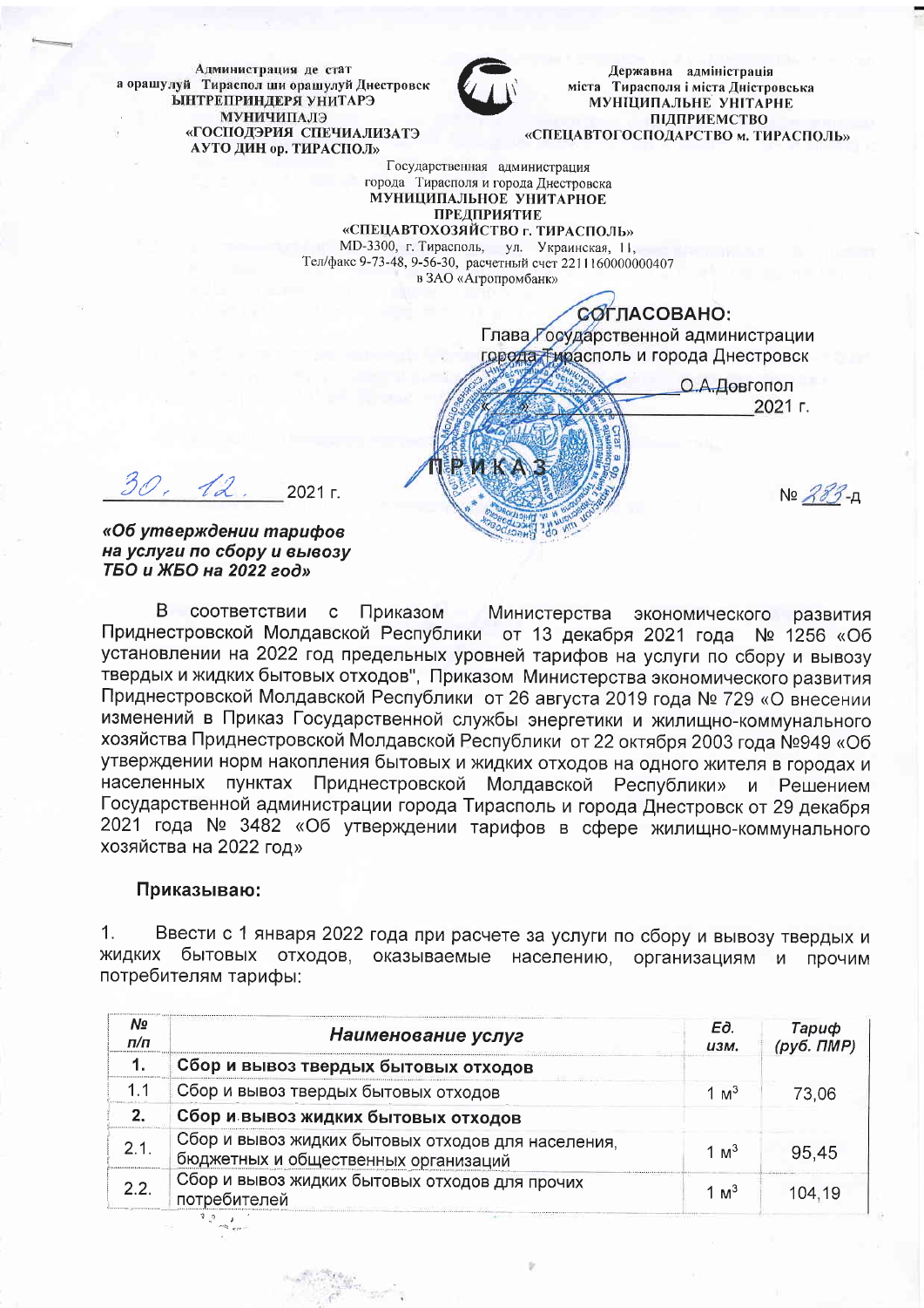Администрация де стат а орашулуй Тираспол ши орашулуй Днестровск
ЫНТРЕПРИНДЕРЯ УНИТАРЭ МУНИЧИПАЛЭ
«ГОСПОДЭРИЯ СПЕЧИАЛИЗАТЭ АУТО ДИН ор. ТИРАСПОЛ»

Державна адміністрація міста Тирасполя і міста Дністровська
МУНІЦИПАЛЬНЕ УНІТАРНЕ ПІДПРИЄМСТВО
«СПЕЦАВТОГОСПОДАРСТВО м. ТИРАСПОЛЬ»

Государственная администрация города Тирасполя и города Днестровска
**МУНИЦИПАЛЬНОЕ УНИТАРНОЕ ПРЕДПРИЯТИЕ**
**«СПЕЦАВТОХОЗЯЙСТВО г. ТИРАСПОЛЬ»**
MD-3300, г. Тирасполь, ул. Украинская, 11,
Тел/факс 9-73-48, 9-56-30, расчетный счет 2211160000000407
в ЗАО «Агропромбанк»

**СОГЛАСОВАНО:**
Глава Государственной администрации
города Тирасполь и города Днестровск
_____________ О.А.Довгопол
« ___ » ____________ 2021 г.

# ПРИКАЗ

30. 12. 2021 г. № 283-д

***«Об утверждении тарифов на услуги по сбору и вывозу ТБО и ЖБО на 2022 год»***

В соответствии с Приказом Министерства экономического развития Приднестровской Молдавской Республики от 13 декабря 2021 года № 1256 «Об установлении на 2022 год предельных уровней тарифов на услуги по сбору и вывозу твердых и жидких бытовых отходов", Приказом Министерства экономического развития Приднестровской Молдавской Республики от 26 августа 2019 года № 729 «О внесении изменений в Приказ Государственной службы энергетики и жилищно-коммунального хозяйства Приднестровской Молдавской Республики от 22 октября 2003 года №949 «Об утверждении норм накопления бытовых и жидких отходов на одного жителя в городах и населенных пунктах Приднестровской Молдавской Республики» и Решением Государственной администрации города Тирасполь и города Днестровск от 29 декабря 2021 года № 3482 «Об утверждении тарифов в сфере жилищно-коммунального хозяйства на 2022 год»

**Приказываю:**

1. Ввести с 1 января 2022 года при расчете за услуги по сбору и вывозу твердых и жидких бытовых отходов, оказываемые населению, организациям и прочим потребителям тарифы:

| № п/п | Наименование услуг | Ед. изм. | Тариф (руб. ПМР) |
|---|---|---|---|
| **1.** | **Сбор и вывоз твердых бытовых отходов** | | |
| 1.1 | Сбор и вывоз твердых бытовых отходов | 1 м$^3$ | 73,06 |
| **2.** | **Сбор и вывоз жидких бытовых отходов** | | |
| 2.1. | Сбор и вывоз жидких бытовых отходов для населения, бюджетных и общественных организаций | 1 м$^3$ | 95,45 |
| 2.2. | Сбор и вывоз жидких бытовых отходов для прочих потребителей | 1 м$^3$ | 104,19 |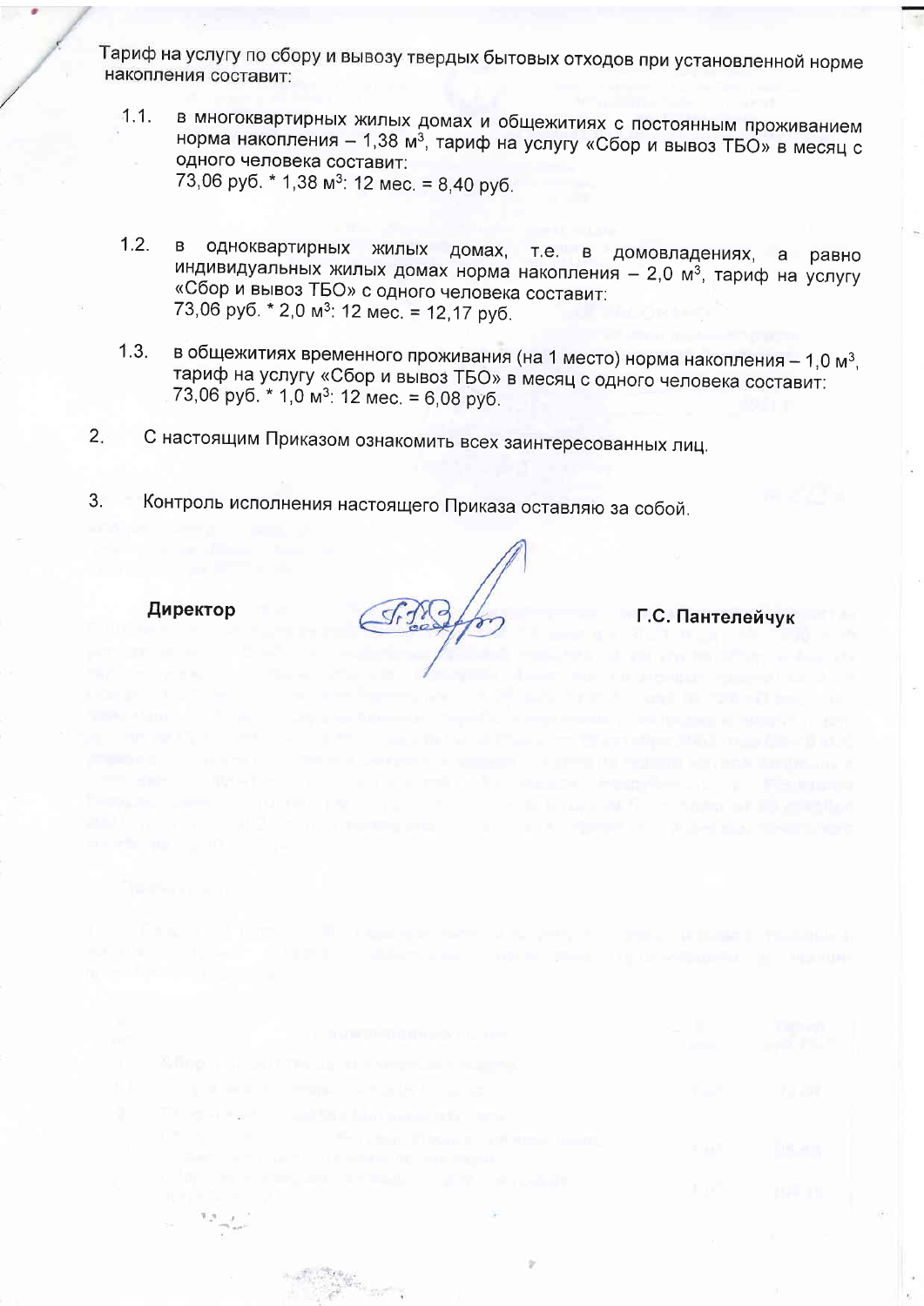Тариф на услугу по сбору и вывозу твердых бытовых отходов при установленной норме накопления составит:

1.1. в многоквартирных жилых домах и общежитиях с постоянным проживанием норма накопления – 1,38 м$^3$, тариф на услугу «Сбор и вывоз ТБО» в месяц с одного человека составит:
73,06 руб. * 1,38 м$^3$: 12 мес. = 8,40 руб.

1.2. в одноквартирных жилых домах, т.е. в домовладениях, а равно индивидуальных жилых домах норма накопления – 2,0 м$^3$, тариф на услугу «Сбор и вывоз ТБО» с одного человека составит:
73,06 руб. * 2,0 м$^3$: 12 мес. = 12,17 руб.

1.3. в общежитиях временного проживания (на 1 место) норма накопления – 1,0 м$^3$, тариф на услугу «Сбор и вывоз ТБО» в месяц с одного человека составит:
73,06 руб. * 1,0 м$^3$: 12 мес. = 6,08 руб.

2. С настоящим Приказом ознакомить всех заинтересованных лиц.

3. Контроль исполнения настоящего Приказа оставляю за собой.

**Директор** **Г.С. Пантелейчук**